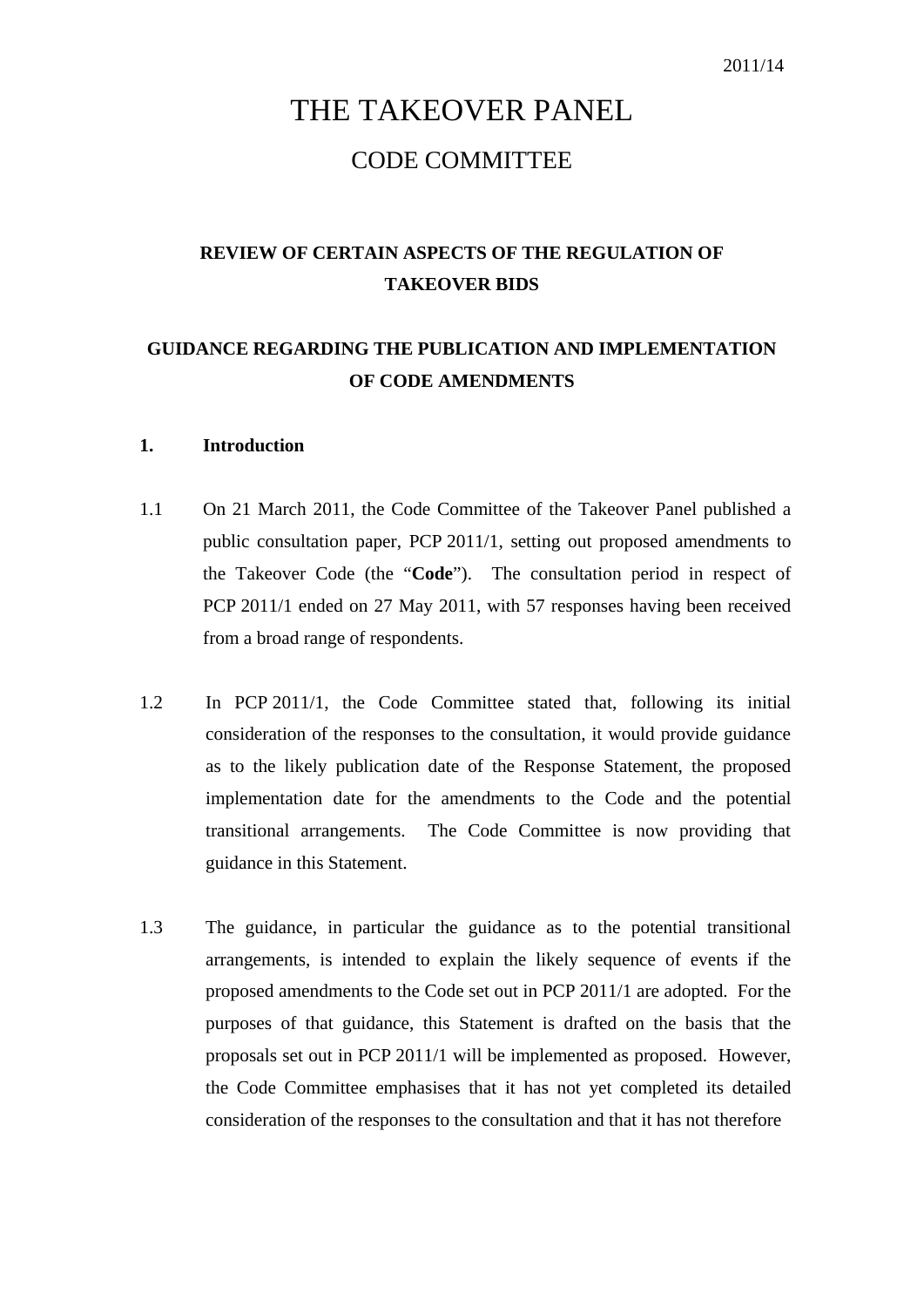2011/14

# THE TAKEOVER PANEL

## CODE COMMITTEE

### REVIEW OF CERTAIN ASPECTS OF THE REGULATION OF TAKEOVER BIDS

### GUIDANCE REGARDING THE PUBLICATION AND IMPLEMENTATION OF CODE AMENDMENTS

**1. Introduction**

1.1 On 21 March 2011, the Code Committee of the Takeover Panel published a public consultation paper, PCP 2011/1, setting out proposed amendments to the Takeover Code (the "**Code**"). The consultation period in respect of PCP 2011/1 ended on 27 May 2011, with 57 responses having been received from a broad range of respondents.

1.2 In PCP 2011/1, the Code Committee stated that, following its initial consideration of the responses to the consultation, it would provide guidance as to the likely publication date of the Response Statement, the proposed implementation date for the amendments to the Code and the potential transitional arrangements. The Code Committee is now providing that guidance in this Statement.

1.3 The guidance, in particular the guidance as to the potential transitional arrangements, is intended to explain the likely sequence of events if the proposed amendments to the Code set out in PCP 2011/1 are adopted. For the purposes of that guidance, this Statement is drafted on the basis that the proposals set out in PCP 2011/1 will be implemented as proposed. However, the Code Committee emphasises that it has not yet completed its detailed consideration of the responses to the consultation and that it has not therefore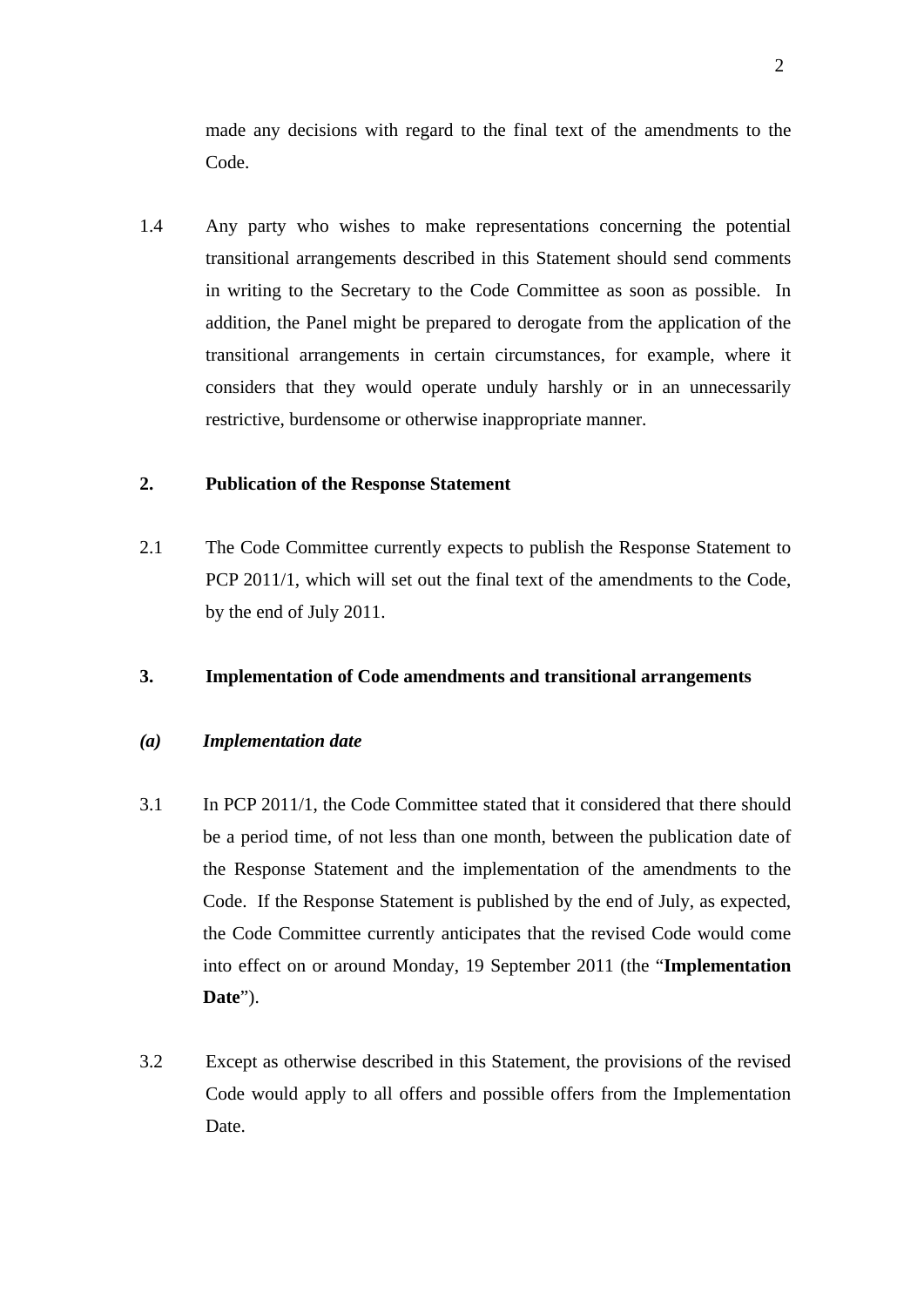made any decisions with regard to the final text of the amendments to the Code.

1.4 Any party who wishes to make representations concerning the potential transitional arrangements described in this Statement should send comments in writing to the Secretary to the Code Committee as soon as possible. In addition, the Panel might be prepared to derogate from the application of the transitional arrangements in certain circumstances, for example, where it considers that they would operate unduly harshly or in an unnecessarily restrictive, burdensome or otherwise inappropriate manner.

## 2. Publication of the Response Statement

2.1 The Code Committee currently expects to publish the Response Statement to PCP 2011/1, which will set out the final text of the amendments to the Code, by the end of July 2011.

## 3. Implementation of Code amendments and transitional arrangements

### *(a) Implementation date*

3.1 In PCP 2011/1, the Code Committee stated that it considered that there should be a period time, of not less than one month, between the publication date of the Response Statement and the implementation of the amendments to the Code. If the Response Statement is published by the end of July, as expected, the Code Committee currently anticipates that the revised Code would come into effect on or around Monday, 19 September 2011 (the "**Implementation Date**").

3.2 Except as otherwise described in this Statement, the provisions of the revised Code would apply to all offers and possible offers from the Implementation Date.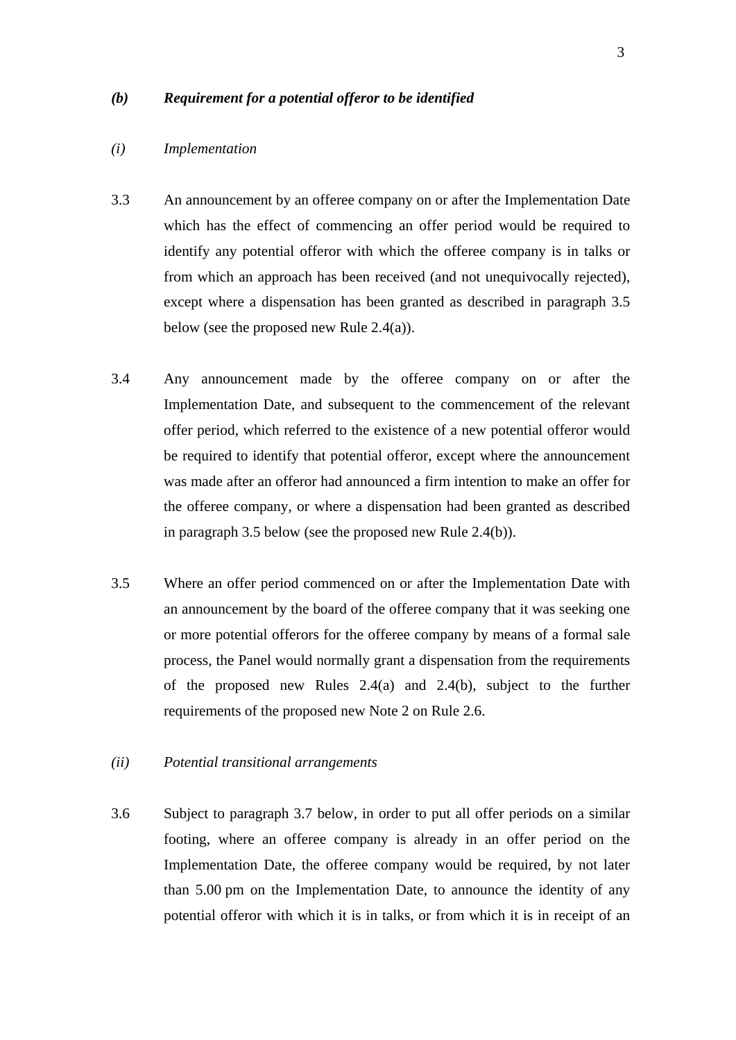### *(b) Requirement for a potential offeror to be identified*

*(i) Implementation*

3.3 An announcement by an offeree company on or after the Implementation Date which has the effect of commencing an offer period would be required to identify any potential offeror with which the offeree company is in talks or from which an approach has been received (and not unequivocally rejected), except where a dispensation has been granted as described in paragraph 3.5 below (see the proposed new Rule 2.4(a)).

3.4 Any announcement made by the offeree company on or after the Implementation Date, and subsequent to the commencement of the relevant offer period, which referred to the existence of a new potential offeror would be required to identify that potential offeror, except where the announcement was made after an offeror had announced a firm intention to make an offer for the offeree company, or where a dispensation had been granted as described in paragraph 3.5 below (see the proposed new Rule 2.4(b)).

3.5 Where an offer period commenced on or after the Implementation Date with an announcement by the board of the offeree company that it was seeking one or more potential offerors for the offeree company by means of a formal sale process, the Panel would normally grant a dispensation from the requirements of the proposed new Rules 2.4(a) and 2.4(b), subject to the further requirements of the proposed new Note 2 on Rule 2.6.

*(ii) Potential transitional arrangements*

3.6 Subject to paragraph 3.7 below, in order to put all offer periods on a similar footing, where an offeree company is already in an offer period on the Implementation Date, the offeree company would be required, by not later than 5.00 pm on the Implementation Date, to announce the identity of any potential offeror with which it is in talks, or from which it is in receipt of an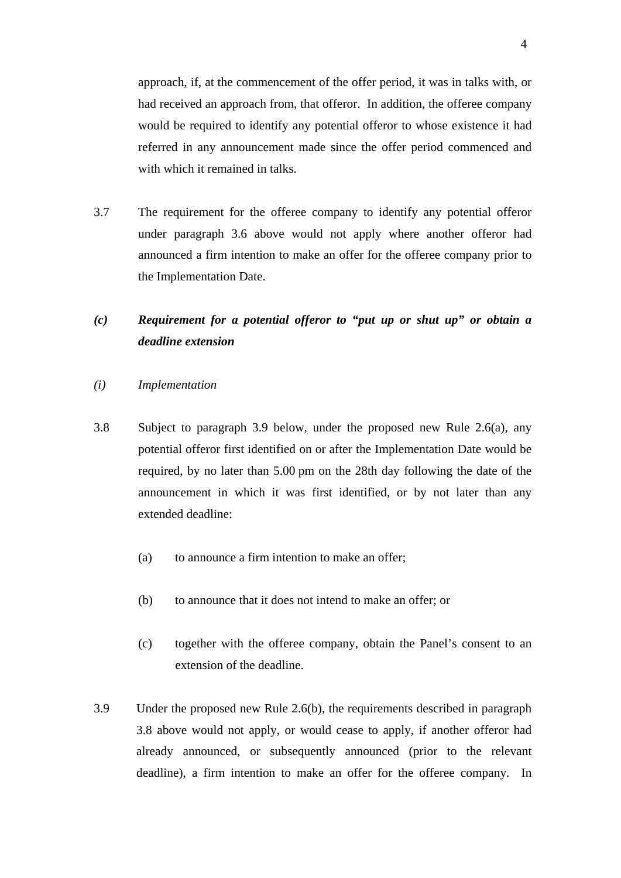approach, if, at the commencement of the offer period, it was in talks with, or had received an approach from, that offeror. In addition, the offeree company would be required to identify any potential offeror to whose existence it had referred in any announcement made since the offer period commenced and with which it remained in talks.

3.7 The requirement for the offeree company to identify any potential offeror under paragraph 3.6 above would not apply where another offeror had announced a firm intention to make an offer for the offeree company prior to the Implementation Date.

***(c) Requirement for a potential offeror to "put up or shut up" or obtain a deadline extension***

*(i) Implementation*

3.8 Subject to paragraph 3.9 below, under the proposed new Rule 2.6(a), any potential offeror first identified on or after the Implementation Date would be required, by no later than 5.00 pm on the 28th day following the date of the announcement in which it was first identified, or by not later than any extended deadline:

(a) to announce a firm intention to make an offer;

(b) to announce that it does not intend to make an offer; or

(c) together with the offeree company, obtain the Panel's consent to an extension of the deadline.

3.9 Under the proposed new Rule 2.6(b), the requirements described in paragraph 3.8 above would not apply, or would cease to apply, if another offeror had already announced, or subsequently announced (prior to the relevant deadline), a firm intention to make an offer for the offeree company. In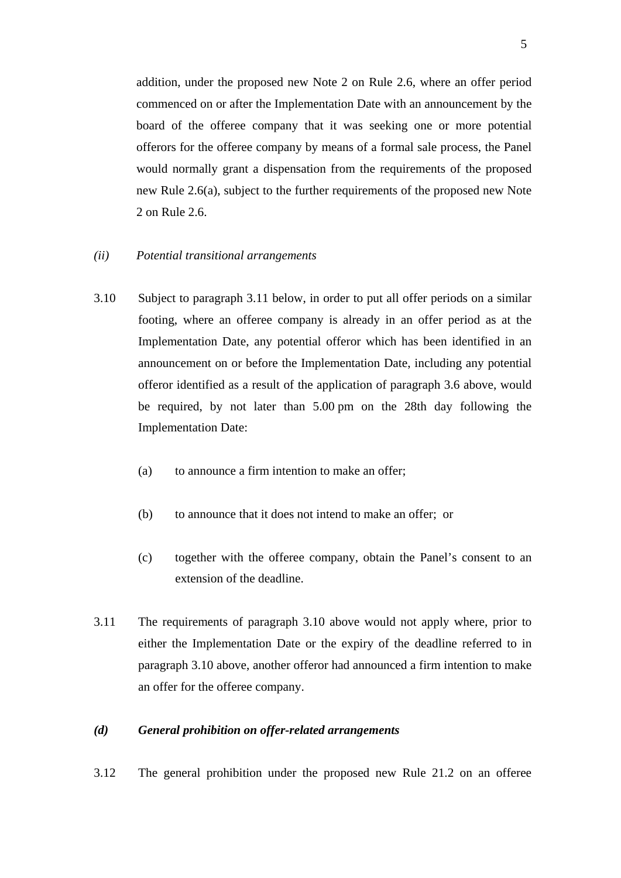addition, under the proposed new Note 2 on Rule 2.6, where an offer period commenced on or after the Implementation Date with an announcement by the board of the offeree company that it was seeking one or more potential offerors for the offeree company by means of a formal sale process, the Panel would normally grant a dispensation from the requirements of the proposed new Rule 2.6(a), subject to the further requirements of the proposed new Note 2 on Rule 2.6.

*(ii) Potential transitional arrangements*

3.10 Subject to paragraph 3.11 below, in order to put all offer periods on a similar footing, where an offeree company is already in an offer period as at the Implementation Date, any potential offeror which has been identified in an announcement on or before the Implementation Date, including any potential offeror identified as a result of the application of paragraph 3.6 above, would be required, by not later than 5.00 pm on the 28th day following the Implementation Date:

(a) to announce a firm intention to make an offer;

(b) to announce that it does not intend to make an offer; or

(c) together with the offeree company, obtain the Panel's consent to an extension of the deadline.

3.11 The requirements of paragraph 3.10 above would not apply where, prior to either the Implementation Date or the expiry of the deadline referred to in paragraph 3.10 above, another offeror had announced a firm intention to make an offer for the offeree company.

***(d) General prohibition on offer-related arrangements***

3.12 The general prohibition under the proposed new Rule 21.2 on an offeree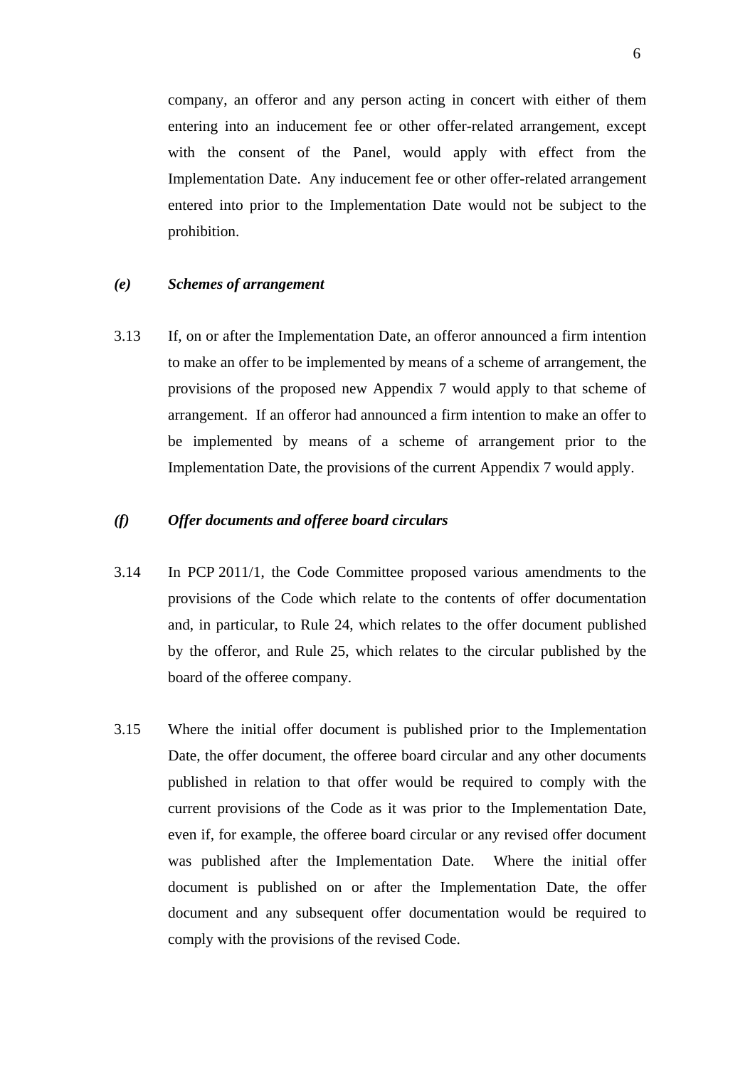company, an offeror and any person acting in concert with either of them entering into an inducement fee or other offer-related arrangement, except with the consent of the Panel, would apply with effect from the Implementation Date. Any inducement fee or other offer-related arrangement entered into prior to the Implementation Date would not be subject to the prohibition.

### *(e) Schemes of arrangement*

3.13 If, on or after the Implementation Date, an offeror announced a firm intention to make an offer to be implemented by means of a scheme of arrangement, the provisions of the proposed new Appendix 7 would apply to that scheme of arrangement. If an offeror had announced a firm intention to make an offer to be implemented by means of a scheme of arrangement prior to the Implementation Date, the provisions of the current Appendix 7 would apply.

### *(f) Offer documents and offeree board circulars*

3.14 In PCP 2011/1, the Code Committee proposed various amendments to the provisions of the Code which relate to the contents of offer documentation and, in particular, to Rule 24, which relates to the offer document published by the offeror, and Rule 25, which relates to the circular published by the board of the offeree company.

3.15 Where the initial offer document is published prior to the Implementation Date, the offer document, the offeree board circular and any other documents published in relation to that offer would be required to comply with the current provisions of the Code as it was prior to the Implementation Date, even if, for example, the offeree board circular or any revised offer document was published after the Implementation Date. Where the initial offer document is published on or after the Implementation Date, the offer document and any subsequent offer documentation would be required to comply with the provisions of the revised Code.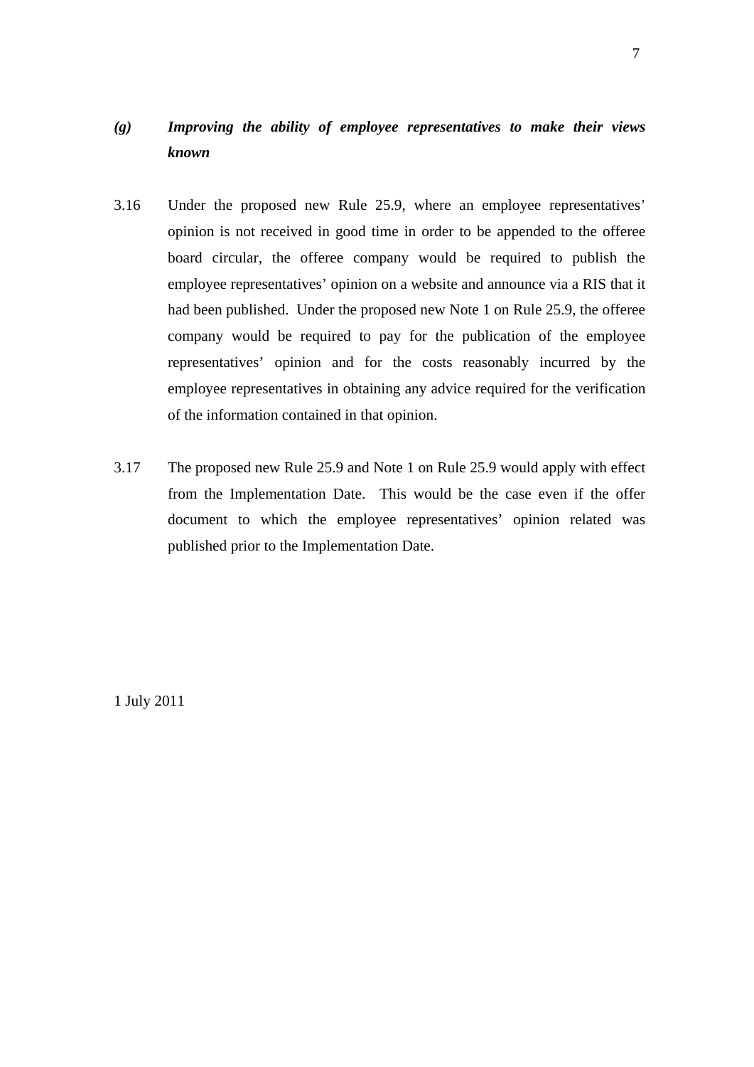### *(g) Improving the ability of employee representatives to make their views known*

3.16 Under the proposed new Rule 25.9, where an employee representatives' opinion is not received in good time in order to be appended to the offeree board circular, the offeree company would be required to publish the employee representatives' opinion on a website and announce via a RIS that it had been published. Under the proposed new Note 1 on Rule 25.9, the offeree company would be required to pay for the publication of the employee representatives' opinion and for the costs reasonably incurred by the employee representatives in obtaining any advice required for the verification of the information contained in that opinion.

3.17 The proposed new Rule 25.9 and Note 1 on Rule 25.9 would apply with effect from the Implementation Date. This would be the case even if the offer document to which the employee representatives' opinion related was published prior to the Implementation Date.

1 July 2011